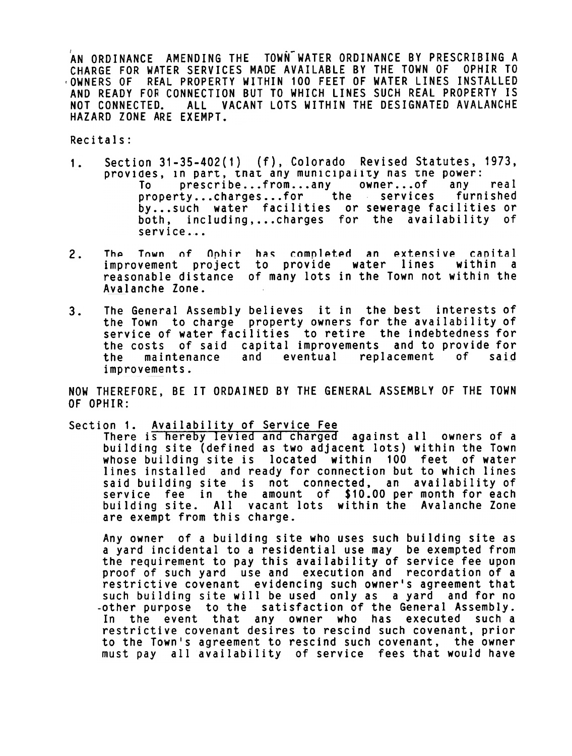AN ORDINANCE AMENDING THE TOWN WATER ORDINANCE BY PRESCRIBING A CHARGE FOR WATER SERVICES MADE AVAILABLE BY THE TOWN OF OPHIR TO OWNERS OF REAL PROPERTY WITHIN 100 FEET OF WATER LINES INSTALLED AND READY FOR CONNECTION BUT TO WHICH LINES SUCH REAL PROPERTY IS NOT CONNECTED. ALL VACANT LOTS WITHIN THE DESIGNATED AVALANCHE HAZARD ZONE ARE EXEMPT.

Recitals:

1. Section 31-35-402(1) (f), Colorado Revised Statutes, 1973, provides, in part, that any municipality has the power:

   > To prescribe...from...any owner...of any real property...charges...for the services furnished by...such water facilities or sewerage facilities or both, including,...charges for the availability of service...

2. The Town of Ophir has completed an extensive capital improvement project to provide water lines within a reasonable distance of many lots in the Town not within the Avalanche Zone.

3. The General Assembly believes it in the best interests of the Town to charge property owners for the availability of service of water facilities to retire the indebtedness for the costs of said capital improvements and to provide for the maintenance and eventual replacement of said improvements.

NOW THEREFORE, BE IT ORDAINED BY THE GENERAL ASSEMBLY OF THE TOWN OF OPHIR:

Section 1. Availability of Service Fee

There is hereby levied and charged against all owners of a building site (defined as two adjacent lots) within the Town whose building site is located within 100 feet of water lines installed and ready for connection but to which lines said building site is not connected, an availability of service fee in the amount of $10.00 per month for each building site. All vacant lots within the Avalanche Zone are exempt from this charge.

Any owner of a building site who uses such building site as a yard incidental to a residential use may be exempted from the requirement to pay this availability of service fee upon proof of such yard use and execution and recordation of a restrictive covenant evidencing such owner's agreement that such building site will be used only as a yard and for no other purpose to the satisfaction of the General Assembly. In the event that any owner who has executed such a restrictive covenant desires to rescind such covenant, prior to the Town's agreement to rescind such covenant, the owner must pay all availability of service fees that would have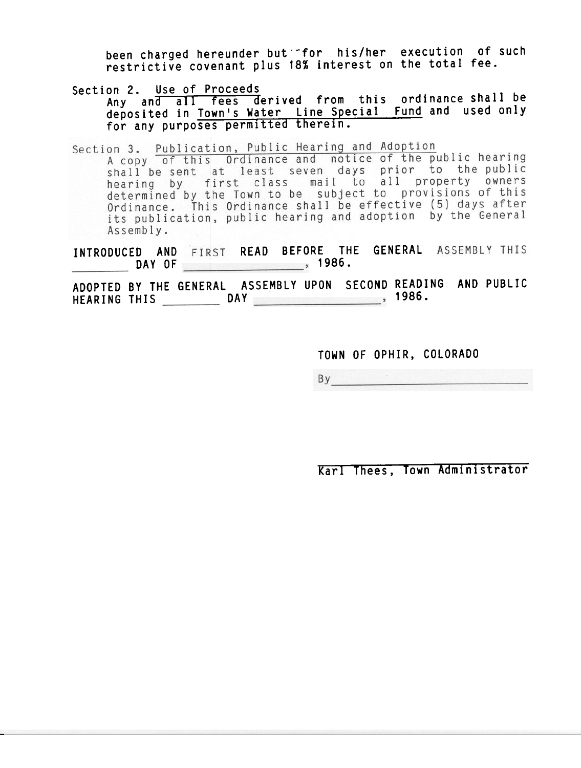been charged hereunder but for his/her execution of such restrictive covenant plus 18% interest on the total fee.

Section 2. Use of Proceeds

Any and all fees derived from this ordinance shall be deposited in Town's Water Line Special Fund and used only for any purposes permitted therein.

Section 3. Publication, Public Hearing and Adoption

A copy of this Ordinance and notice of the public hearing shall be sent at least seven days prior to the public hearing by first class mail to all property owners determined by the Town to be subject to provisions of this Ordinance. This Ordinance shall be effective (5) days after its publication, public hearing and adoption by the General Assembly.

INTRODUCED AND FIRST READ BEFORE THE GENERAL ASSEMBLY THIS ________ DAY OF __________________, 1986.

ADOPTED BY THE GENERAL ASSEMBLY UPON SECOND READING AND PUBLIC HEARING THIS ________ DAY __________________, 1986.

TOWN OF OPHIR, COLORADO

By ______________________________

______________________________
Karl Thees, Town Administrator